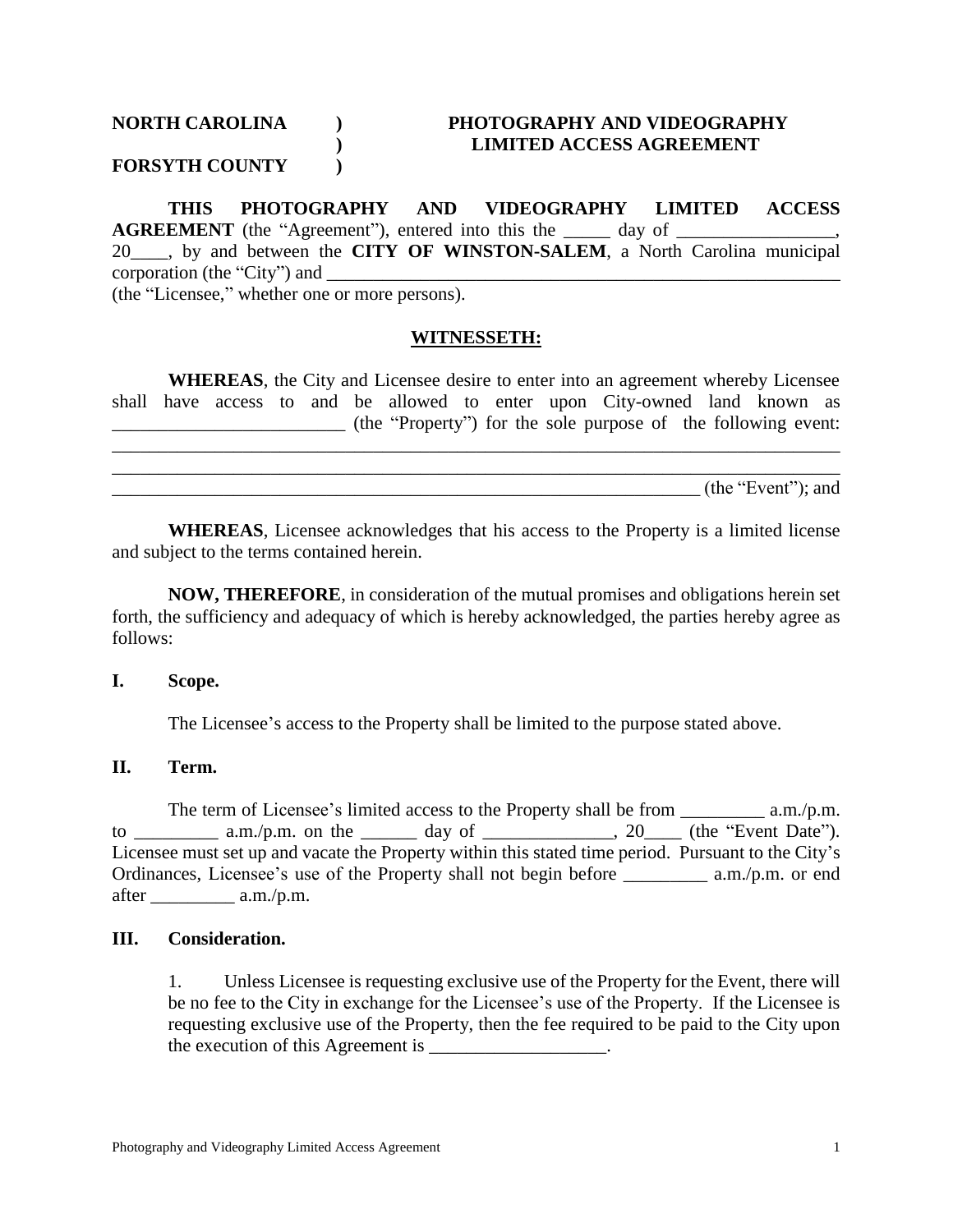**NORTH CAROLINA )**
**) PHOTOGRAPHY AND VIDEOGRAPHY LIMITED ACCESS AGREEMENT**
**FORSYTH COUNTY )**

**THIS PHOTOGRAPHY AND VIDEOGRAPHY LIMITED ACCESS AGREEMENT** (the "Agreement"), entered into this the _____ day of _________________, 20____, by and between the **CITY OF WINSTON-SALEM**, a North Carolina municipal corporation (the "City") and ___________________________________________________________ (the "Licensee," whether one or more persons).

**WITNESSETH:**

**WHEREAS**, the City and Licensee desire to enter into an agreement whereby Licensee shall have access to and be allowed to enter upon City-owned land known as _________________________ (the "Property") for the sole purpose of the following event: ________________________________________________________________________________ ________________________________________________________________________________ _________________________________________________________________ (the "Event"); and

**WHEREAS**, Licensee acknowledges that his access to the Property is a limited license and subject to the terms contained herein.

**NOW, THEREFORE**, in consideration of the mutual promises and obligations herein set forth, the sufficiency and adequacy of which is hereby acknowledged, the parties hereby agree as follows:

## I. Scope.

The Licensee's access to the Property shall be limited to the purpose stated above.

## II. Term.

The term of Licensee's limited access to the Property shall be from _________ a.m./p.m. to _________ a.m./p.m. on the ______ day of ______________, 20____ (the "Event Date"). Licensee must set up and vacate the Property within this stated time period. Pursuant to the City's Ordinances, Licensee's use of the Property shall not begin before _________ a.m./p.m. or end after _________ a.m./p.m.

## III. Consideration.

1. Unless Licensee is requesting exclusive use of the Property for the Event, there will be no fee to the City in exchange for the Licensee's use of the Property. If the Licensee is requesting exclusive use of the Property, then the fee required to be paid to the City upon the execution of this Agreement is ___________________.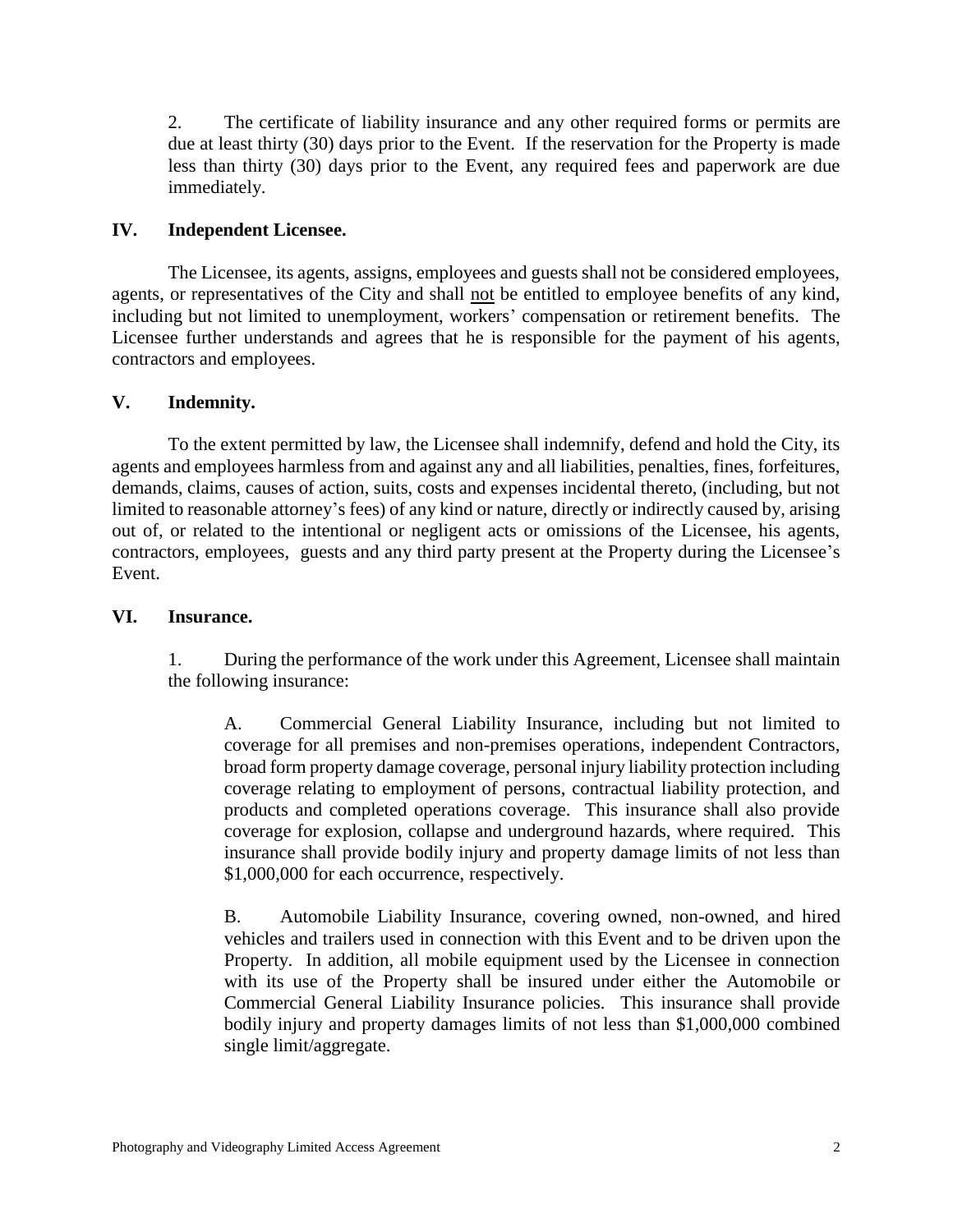2. The certificate of liability insurance and any other required forms or permits are due at least thirty (30) days prior to the Event. If the reservation for the Property is made less than thirty (30) days prior to the Event, any required fees and paperwork are due immediately.

## IV. Independent Licensee.

The Licensee, its agents, assigns, employees and guests shall not be considered employees, agents, or representatives of the City and shall not be entitled to employee benefits of any kind, including but not limited to unemployment, workers' compensation or retirement benefits. The Licensee further understands and agrees that he is responsible for the payment of his agents, contractors and employees.

## V. Indemnity.

To the extent permitted by law, the Licensee shall indemnify, defend and hold the City, its agents and employees harmless from and against any and all liabilities, penalties, fines, forfeitures, demands, claims, causes of action, suits, costs and expenses incidental thereto, (including, but not limited to reasonable attorney's fees) of any kind or nature, directly or indirectly caused by, arising out of, or related to the intentional or negligent acts or omissions of the Licensee, his agents, contractors, employees, guests and any third party present at the Property during the Licensee's Event.

## VI. Insurance.

1. During the performance of the work under this Agreement, Licensee shall maintain the following insurance:

A. Commercial General Liability Insurance, including but not limited to coverage for all premises and non-premises operations, independent Contractors, broad form property damage coverage, personal injury liability protection including coverage relating to employment of persons, contractual liability protection, and products and completed operations coverage. This insurance shall also provide coverage for explosion, collapse and underground hazards, where required. This insurance shall provide bodily injury and property damage limits of not less than $1,000,000 for each occurrence, respectively.

B. Automobile Liability Insurance, covering owned, non-owned, and hired vehicles and trailers used in connection with this Event and to be driven upon the Property. In addition, all mobile equipment used by the Licensee in connection with its use of the Property shall be insured under either the Automobile or Commercial General Liability Insurance policies. This insurance shall provide bodily injury and property damages limits of not less than $1,000,000 combined single limit/aggregate.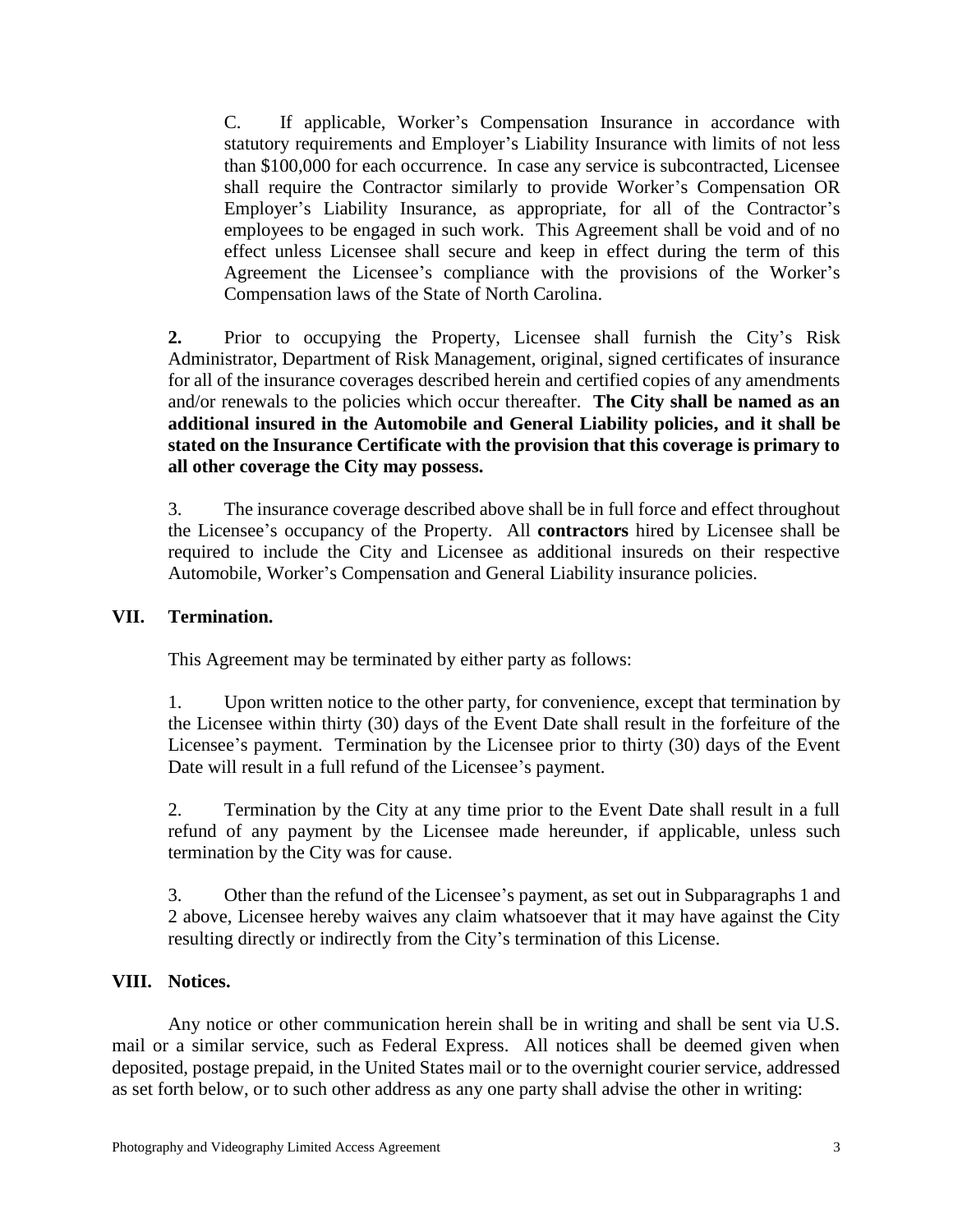C. If applicable, Worker's Compensation Insurance in accordance with statutory requirements and Employer's Liability Insurance with limits of not less than $100,000 for each occurrence. In case any service is subcontracted, Licensee shall require the Contractor similarly to provide Worker's Compensation OR Employer's Liability Insurance, as appropriate, for all of the Contractor's employees to be engaged in such work. This Agreement shall be void and of no effect unless Licensee shall secure and keep in effect during the term of this Agreement the Licensee's compliance with the provisions of the Worker's Compensation laws of the State of North Carolina.

**2.** Prior to occupying the Property, Licensee shall furnish the City's Risk Administrator, Department of Risk Management, original, signed certificates of insurance for all of the insurance coverages described herein and certified copies of any amendments and/or renewals to the policies which occur thereafter. **The City shall be named as an additional insured in the Automobile and General Liability policies, and it shall be stated on the Insurance Certificate with the provision that this coverage is primary to all other coverage the City may possess.**

3. The insurance coverage described above shall be in full force and effect throughout the Licensee's occupancy of the Property. All **contractors** hired by Licensee shall be required to include the City and Licensee as additional insureds on their respective Automobile, Worker's Compensation and General Liability insurance policies.

## VII. Termination.

This Agreement may be terminated by either party as follows:

1. Upon written notice to the other party, for convenience, except that termination by the Licensee within thirty (30) days of the Event Date shall result in the forfeiture of the Licensee's payment. Termination by the Licensee prior to thirty (30) days of the Event Date will result in a full refund of the Licensee's payment.

2. Termination by the City at any time prior to the Event Date shall result in a full refund of any payment by the Licensee made hereunder, if applicable, unless such termination by the City was for cause.

3. Other than the refund of the Licensee's payment, as set out in Subparagraphs 1 and 2 above, Licensee hereby waives any claim whatsoever that it may have against the City resulting directly or indirectly from the City's termination of this License.

## VIII. Notices.

Any notice or other communication herein shall be in writing and shall be sent via U.S. mail or a similar service, such as Federal Express. All notices shall be deemed given when deposited, postage prepaid, in the United States mail or to the overnight courier service, addressed as set forth below, or to such other address as any one party shall advise the other in writing: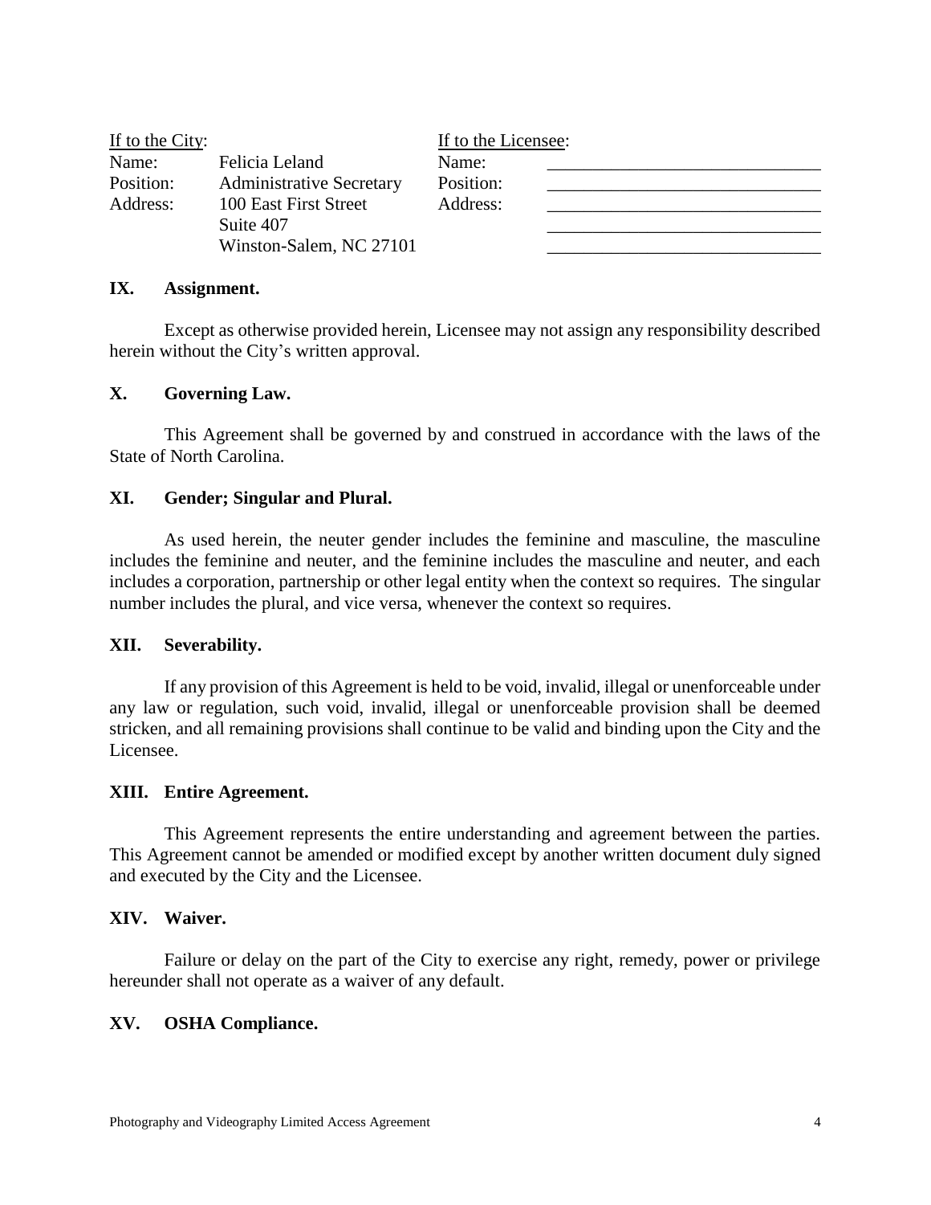| If to the City: | | If to the Licensee: | |
|---|---|---|---|
| Name: | Felicia Leland | Name: | ______________________________ |
| Position: | Administrative Secretary | Position: | ______________________________ |
| Address: | 100 East First Street | Address: | ______________________________ |
| | Suite 407 | | ______________________________ |
| | Winston-Salem, NC 27101 | | ______________________________ |

**IX. Assignment.**

Except as otherwise provided herein, Licensee may not assign any responsibility described herein without the City's written approval.

**X. Governing Law.**

This Agreement shall be governed by and construed in accordance with the laws of the State of North Carolina.

**XI. Gender; Singular and Plural.**

As used herein, the neuter gender includes the feminine and masculine, the masculine includes the feminine and neuter, and the feminine includes the masculine and neuter, and each includes a corporation, partnership or other legal entity when the context so requires. The singular number includes the plural, and vice versa, whenever the context so requires.

**XII. Severability.**

If any provision of this Agreement is held to be void, invalid, illegal or unenforceable under any law or regulation, such void, invalid, illegal or unenforceable provision shall be deemed stricken, and all remaining provisions shall continue to be valid and binding upon the City and the Licensee.

**XIII. Entire Agreement.**

This Agreement represents the entire understanding and agreement between the parties. This Agreement cannot be amended or modified except by another written document duly signed and executed by the City and the Licensee.

**XIV. Waiver.**

Failure or delay on the part of the City to exercise any right, remedy, power or privilege hereunder shall not operate as a waiver of any default.

**XV. OSHA Compliance.**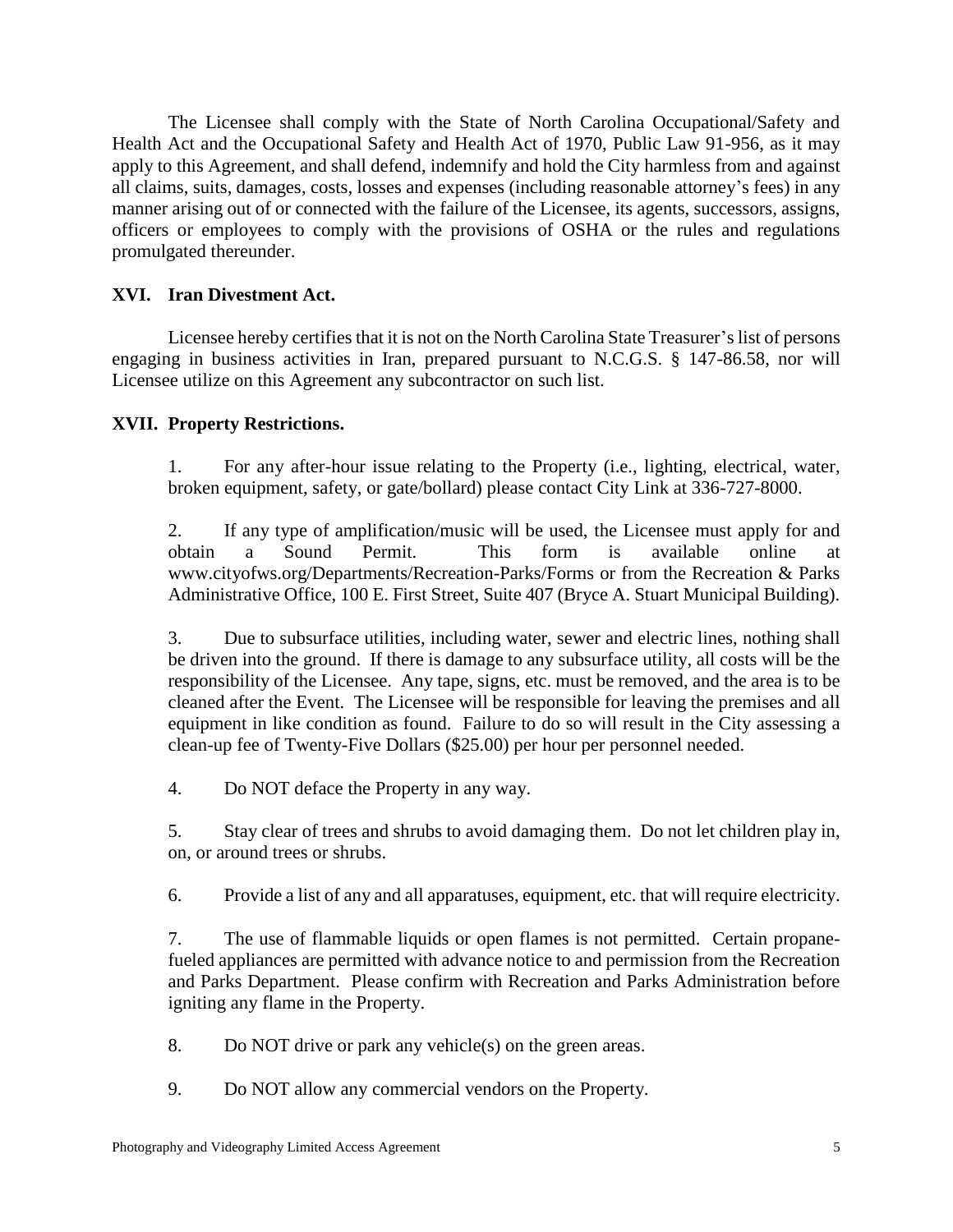The Licensee shall comply with the State of North Carolina Occupational/Safety and Health Act and the Occupational Safety and Health Act of 1970, Public Law 91-956, as it may apply to this Agreement, and shall defend, indemnify and hold the City harmless from and against all claims, suits, damages, costs, losses and expenses (including reasonable attorney's fees) in any manner arising out of or connected with the failure of the Licensee, its agents, successors, assigns, officers or employees to comply with the provisions of OSHA or the rules and regulations promulgated thereunder.

## XVI. Iran Divestment Act.

Licensee hereby certifies that it is not on the North Carolina State Treasurer's list of persons engaging in business activities in Iran, prepared pursuant to N.C.G.S. § 147-86.58, nor will Licensee utilize on this Agreement any subcontractor on such list.

## XVII. Property Restrictions.

1. For any after-hour issue relating to the Property (i.e., lighting, electrical, water, broken equipment, safety, or gate/bollard) please contact City Link at 336-727-8000.

2. If any type of amplification/music will be used, the Licensee must apply for and obtain a Sound Permit. This form is available online at www.cityofws.org/Departments/Recreation-Parks/Forms or from the Recreation & Parks Administrative Office, 100 E. First Street, Suite 407 (Bryce A. Stuart Municipal Building).

3. Due to subsurface utilities, including water, sewer and electric lines, nothing shall be driven into the ground. If there is damage to any subsurface utility, all costs will be the responsibility of the Licensee. Any tape, signs, etc. must be removed, and the area is to be cleaned after the Event. The Licensee will be responsible for leaving the premises and all equipment in like condition as found. Failure to do so will result in the City assessing a clean-up fee of Twenty-Five Dollars ($25.00) per hour per personnel needed.

4. Do NOT deface the Property in any way.

5. Stay clear of trees and shrubs to avoid damaging them. Do not let children play in, on, or around trees or shrubs.

6. Provide a list of any and all apparatuses, equipment, etc. that will require electricity.

7. The use of flammable liquids or open flames is not permitted. Certain propane-fueled appliances are permitted with advance notice to and permission from the Recreation and Parks Department. Please confirm with Recreation and Parks Administration before igniting any flame in the Property.

8. Do NOT drive or park any vehicle(s) on the green areas.

9. Do NOT allow any commercial vendors on the Property.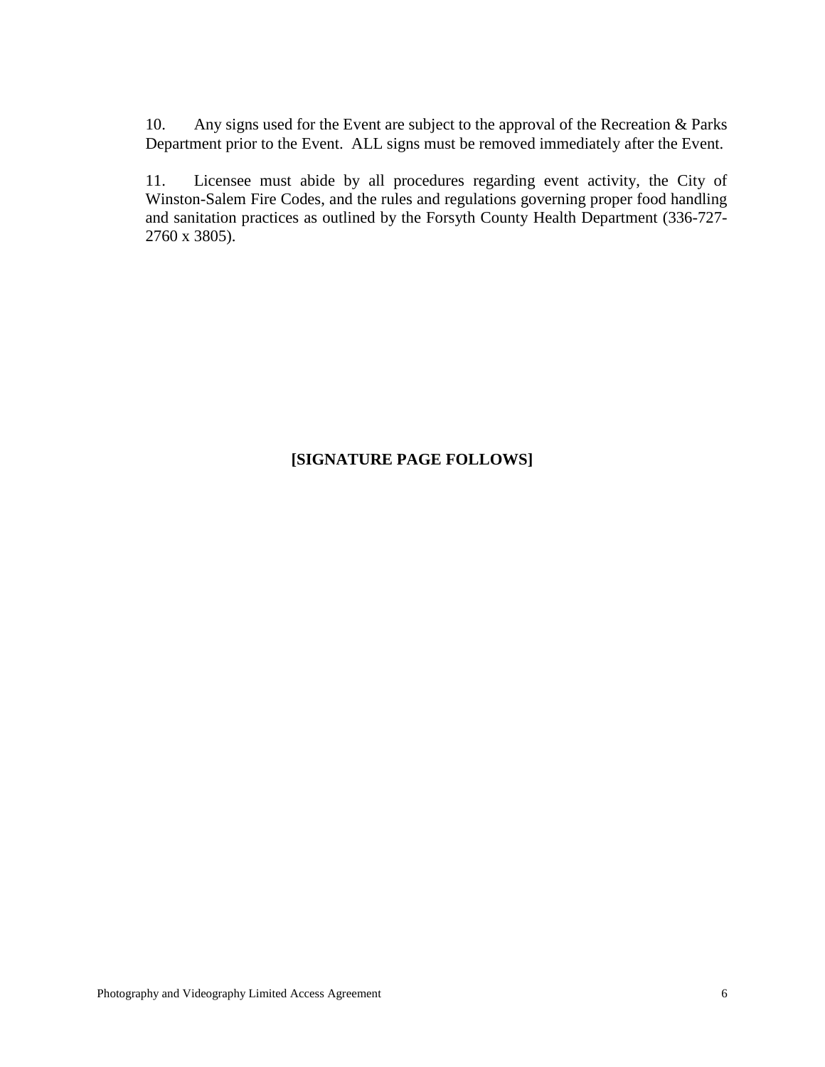10. Any signs used for the Event are subject to the approval of the Recreation & Parks Department prior to the Event. ALL signs must be removed immediately after the Event.

11. Licensee must abide by all procedures regarding event activity, the City of Winston-Salem Fire Codes, and the rules and regulations governing proper food handling and sanitation practices as outlined by the Forsyth County Health Department (336-727-2760 x 3805).

**[SIGNATURE PAGE FOLLOWS]**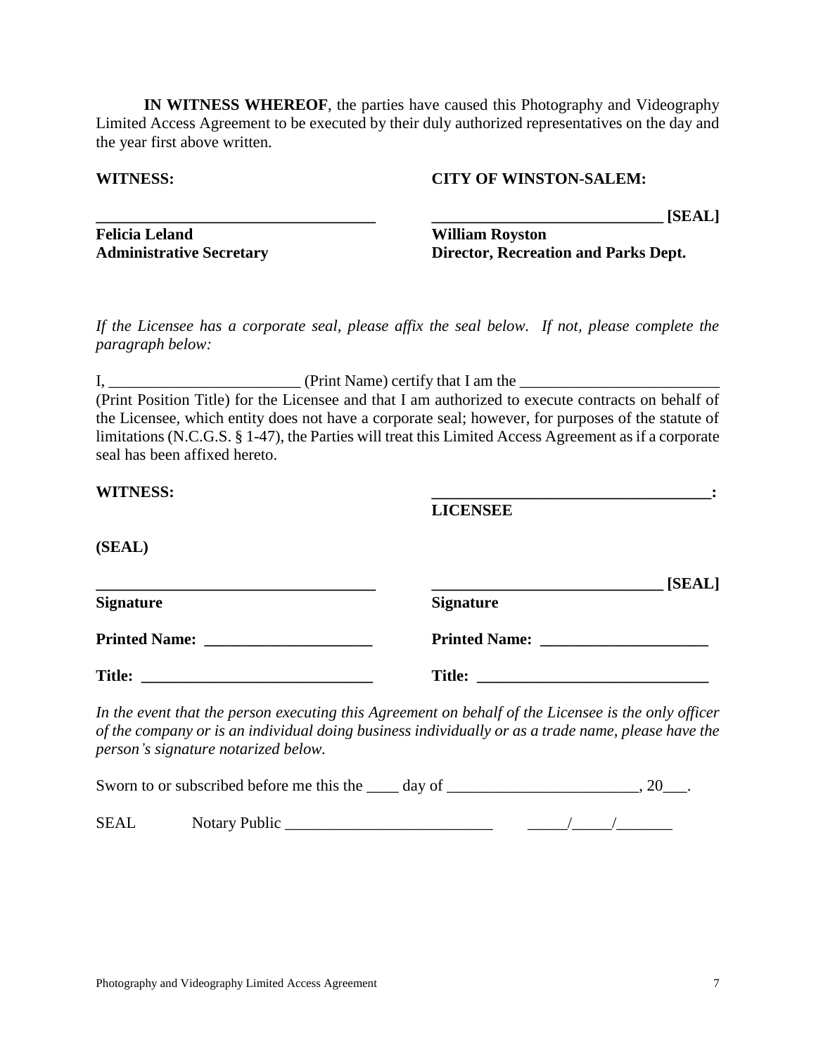**IN WITNESS WHEREOF**, the parties have caused this Photography and Videography Limited Access Agreement to be executed by their duly authorized representatives on the day and the year first above written.

| **WITNESS:** | **CITY OF WINSTON-SALEM:** |
|---|---|
| ___________________________________ | ____________________________ **[SEAL]** |
| **Felicia Leland** | **William Royston** |
| **Administrative Secretary** | **Director, Recreation and Parks Dept.** |

*If the Licensee has a corporate seal, please affix the seal below. If not, please complete the paragraph below:*

I, ________________________ (Print Name) certify that I am the _________________________ (Print Position Title) for the Licensee and that I am authorized to execute contracts on behalf of the Licensee, which entity does not have a corporate seal; however, for purposes of the statute of limitations (N.C.G.S. § 1-47), the Parties will treat this Limited Access Agreement as if a corporate seal has been affixed hereto.

| **WITNESS:** | __________________________________: |
|---|---|
| | **LICENSEE** |
| **(SEAL)** | |
| ___________________________________ | ____________________________ **[SEAL]** |
| **Signature** | **Signature** |
| **Printed Name:** ____________________ | **Printed Name:** ____________________ |
| **Title:** ____________________________ | **Title:** ____________________________ |

*In the event that the person executing this Agreement on behalf of the Licensee is the only officer of the company or is an individual doing business individually or as a trade name, please have the person's signature notarized below.*

Sworn to or subscribed before me this the ____ day of _______________________, 20___.

SEAL Notary Public _________________________ _____/_____/_______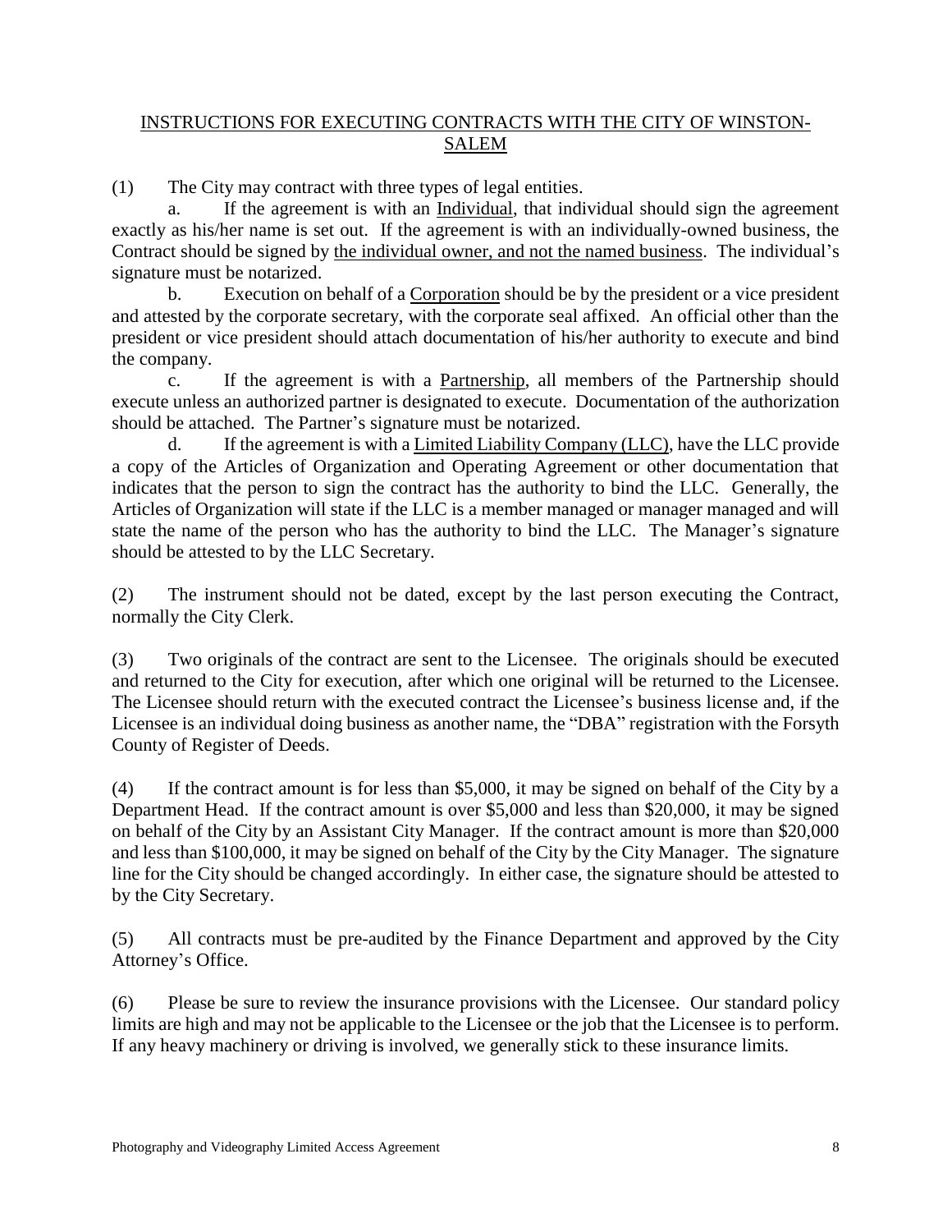# INSTRUCTIONS FOR EXECUTING CONTRACTS WITH THE CITY OF WINSTON-SALEM

(1) The City may contract with three types of legal entities.

a. If the agreement is with an Individual, that individual should sign the agreement exactly as his/her name is set out. If the agreement is with an individually-owned business, the Contract should be signed by the individual owner, and not the named business. The individual's signature must be notarized.

b. Execution on behalf of a Corporation should be by the president or a vice president and attested by the corporate secretary, with the corporate seal affixed. An official other than the president or vice president should attach documentation of his/her authority to execute and bind the company.

c. If the agreement is with a Partnership, all members of the Partnership should execute unless an authorized partner is designated to execute. Documentation of the authorization should be attached. The Partner's signature must be notarized.

d. If the agreement is with a Limited Liability Company (LLC), have the LLC provide a copy of the Articles of Organization and Operating Agreement or other documentation that indicates that the person to sign the contract has the authority to bind the LLC. Generally, the Articles of Organization will state if the LLC is a member managed or manager managed and will state the name of the person who has the authority to bind the LLC. The Manager's signature should be attested to by the LLC Secretary.

(2) The instrument should not be dated, except by the last person executing the Contract, normally the City Clerk.

(3) Two originals of the contract are sent to the Licensee. The originals should be executed and returned to the City for execution, after which one original will be returned to the Licensee. The Licensee should return with the executed contract the Licensee's business license and, if the Licensee is an individual doing business as another name, the "DBA" registration with the Forsyth County of Register of Deeds.

(4) If the contract amount is for less than $5,000, it may be signed on behalf of the City by a Department Head. If the contract amount is over $5,000 and less than $20,000, it may be signed on behalf of the City by an Assistant City Manager. If the contract amount is more than $20,000 and less than $100,000, it may be signed on behalf of the City by the City Manager. The signature line for the City should be changed accordingly. In either case, the signature should be attested to by the City Secretary.

(5) All contracts must be pre-audited by the Finance Department and approved by the City Attorney's Office.

(6) Please be sure to review the insurance provisions with the Licensee. Our standard policy limits are high and may not be applicable to the Licensee or the job that the Licensee is to perform. If any heavy machinery or driving is involved, we generally stick to these insurance limits.